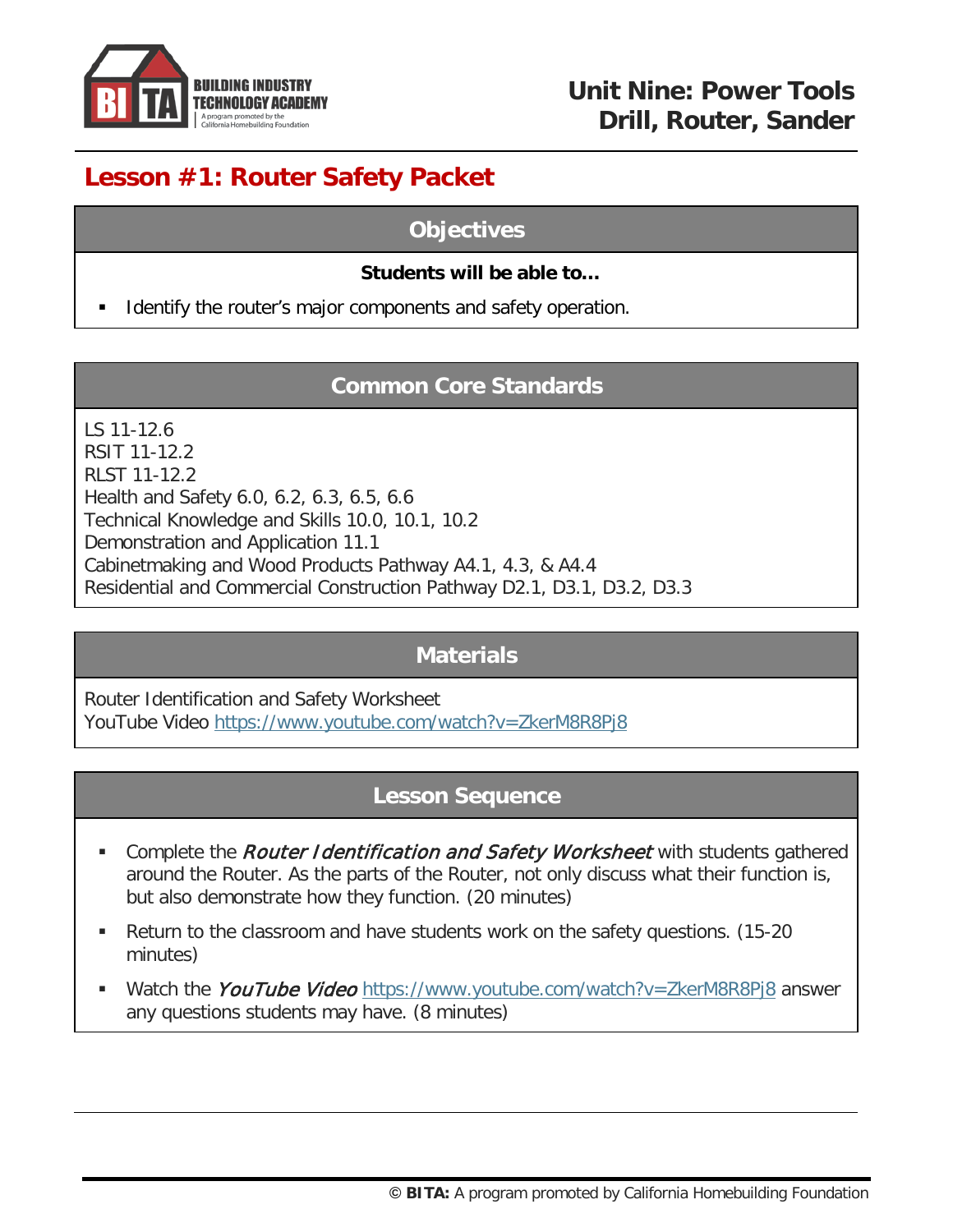# Unit Nine: Power Tools
## Drill, Router, Sander

## Lesson #1: Router Safety Packet

### Objectives

**Students will be able to…**

- Identify the router's major components and safety operation.

### Common Core Standards

LS 11-12.6
RSIT 11-12.2
RLST 11-12.2
Health and Safety 6.0, 6.2, 6.3, 6.5, 6.6
Technical Knowledge and Skills 10.0, 10.1, 10.2
Demonstration and Application 11.1
Cabinetmaking and Wood Products Pathway A4.1, 4.3, & A4.4
Residential and Commercial Construction Pathway D2.1, D3.1, D3.2, D3.3

### Materials

Router Identification and Safety Worksheet
YouTube Video https://www.youtube.com/watch?v=ZkerM8R8Pj8

### Lesson Sequence

- Complete the *Router Identification and Safety Worksheet* with students gathered around the Router. As the parts of the Router, not only discuss what their function is, but also demonstrate how they function. (20 minutes)
- Return to the classroom and have students work on the safety questions. (15-20 minutes)
- Watch the *YouTube Video* https://www.youtube.com/watch?v=ZkerM8R8Pj8 answer any questions students may have. (8 minutes)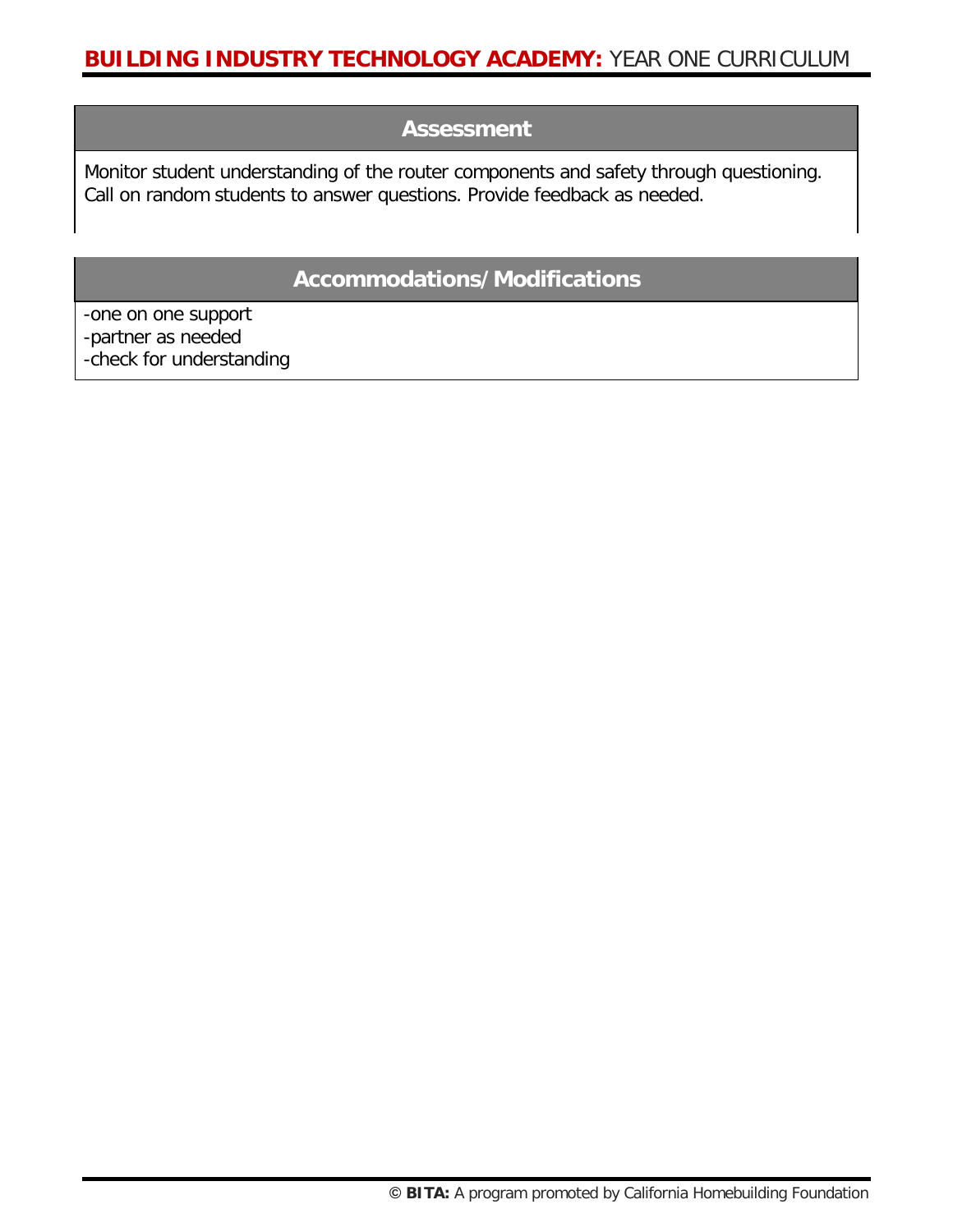## Assessment

Monitor student understanding of the router components and safety through questioning. Call on random students to answer questions. Provide feedback as needed.

## Accommodations/Modifications

-one on one support
-partner as needed
-check for understanding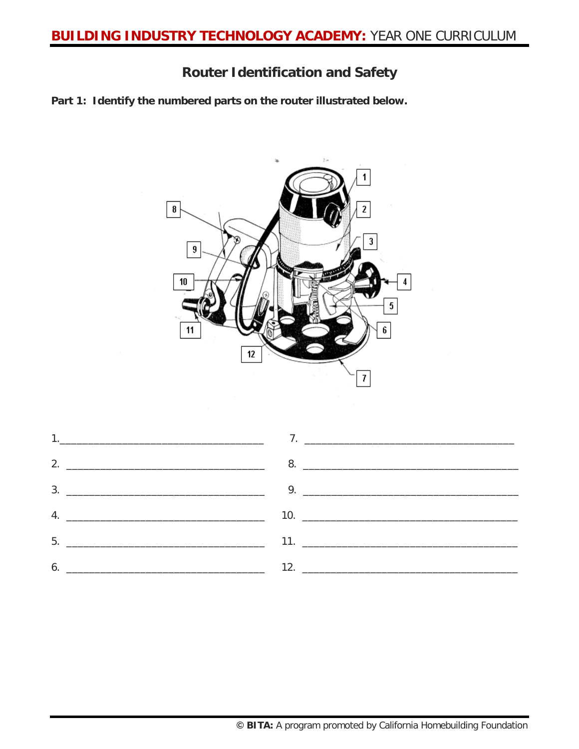## Router Identification and Safety

**Part 1: Identify the numbered parts on the router illustrated below.**

1.______________________________________

2. ______________________________________

3. ______________________________________

4. ______________________________________

5. ______________________________________

6. ______________________________________

7. ______________________________________

8. ______________________________________

9. ______________________________________

10. ______________________________________

11. ______________________________________

12. ______________________________________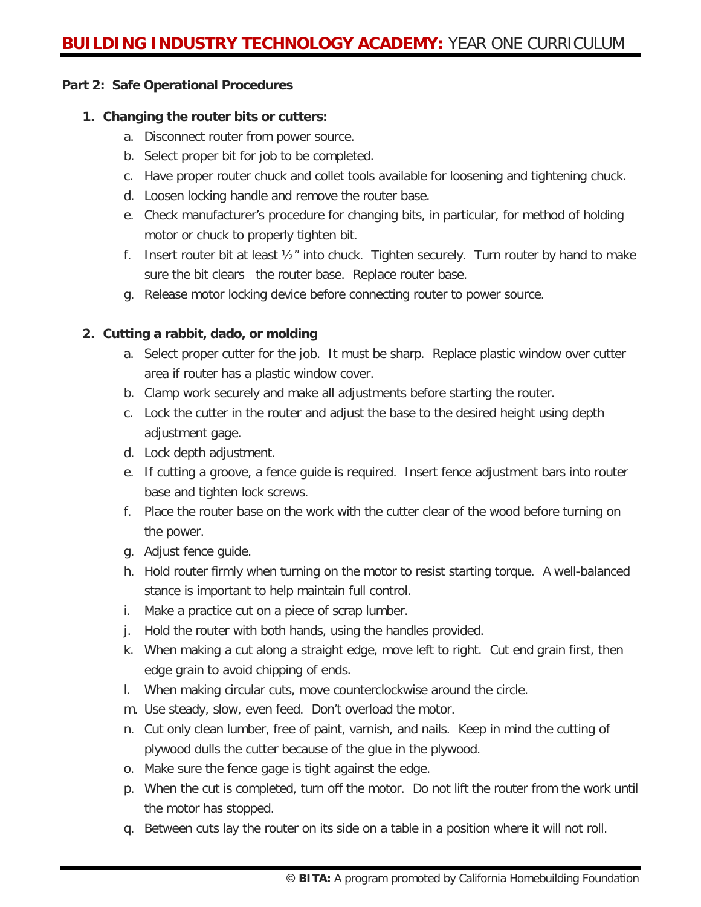**Part 2: Safe Operational Procedures**

1. **Changing the router bits or cutters:**
   a. Disconnect router from power source.
   b. Select proper bit for job to be completed.
   c. Have proper router chuck and collet tools available for loosening and tightening chuck.
   d. Loosen locking handle and remove the router base.
   e. Check manufacturer's procedure for changing bits, in particular, for method of holding motor or chuck to properly tighten bit.
   f. Insert router bit at least ½" into chuck. Tighten securely. Turn router by hand to make sure the bit clears the router base. Replace router base.
   g. Release motor locking device before connecting router to power source.

2. **Cutting a rabbit, dado, or molding**
   a. Select proper cutter for the job. It must be sharp. Replace plastic window over cutter area if router has a plastic window cover.
   b. Clamp work securely and make all adjustments before starting the router.
   c. Lock the cutter in the router and adjust the base to the desired height using depth adjustment gage.
   d. Lock depth adjustment.
   e. If cutting a groove, a fence guide is required. Insert fence adjustment bars into router base and tighten lock screws.
   f. Place the router base on the work with the cutter clear of the wood before turning on the power.
   g. Adjust fence guide.
   h. Hold router firmly when turning on the motor to resist starting torque. A well-balanced stance is important to help maintain full control.
   i. Make a practice cut on a piece of scrap lumber.
   j. Hold the router with both hands, using the handles provided.
   k. When making a cut along a straight edge, move left to right. Cut end grain first, then edge grain to avoid chipping of ends.
   l. When making circular cuts, move counterclockwise around the circle.
   m. Use steady, slow, even feed. Don't overload the motor.
   n. Cut only clean lumber, free of paint, varnish, and nails. Keep in mind the cutting of plywood dulls the cutter because of the glue in the plywood.
   o. Make sure the fence gage is tight against the edge.
   p. When the cut is completed, turn off the motor. Do not lift the router from the work until the motor has stopped.
   q. Between cuts lay the router on its side on a table in a position where it will not roll.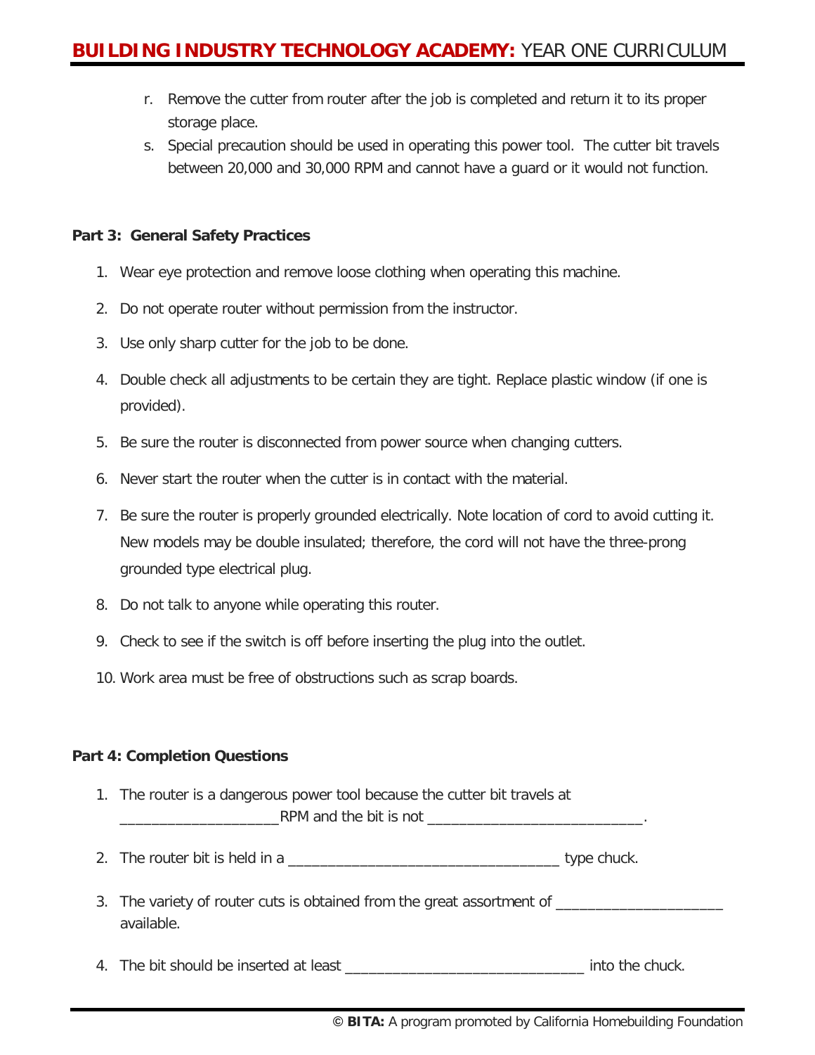r. Remove the cutter from router after the job is completed and return it to its proper storage place.

s. Special precaution should be used in operating this power tool. The cutter bit travels between 20,000 and 30,000 RPM and cannot have a guard or it would not function.

**Part 3: General Safety Practices**

1. Wear eye protection and remove loose clothing when operating this machine.
2. Do not operate router without permission from the instructor.
3. Use only sharp cutter for the job to be done.
4. Double check all adjustments to be certain they are tight. Replace plastic window (if one is provided).
5. Be sure the router is disconnected from power source when changing cutters.
6. Never start the router when the cutter is in contact with the material.
7. Be sure the router is properly grounded electrically. Note location of cord to avoid cutting it. New models may be double insulated; therefore, the cord will not have the three-prong grounded type electrical plug.
8. Do not talk to anyone while operating this router.
9. Check to see if the switch is off before inserting the plug into the outlet.
10. Work area must be free of obstructions such as scrap boards.

**Part 4: Completion Questions**

1. The router is a dangerous power tool because the cutter bit travels at ____________________RPM and the bit is not ____________________________.
2. The router bit is held in a ___________________________________ type chuck.
3. The variety of router cuts is obtained from the great assortment of _____________________ available.
4. The bit should be inserted at least ______________________________ into the chuck.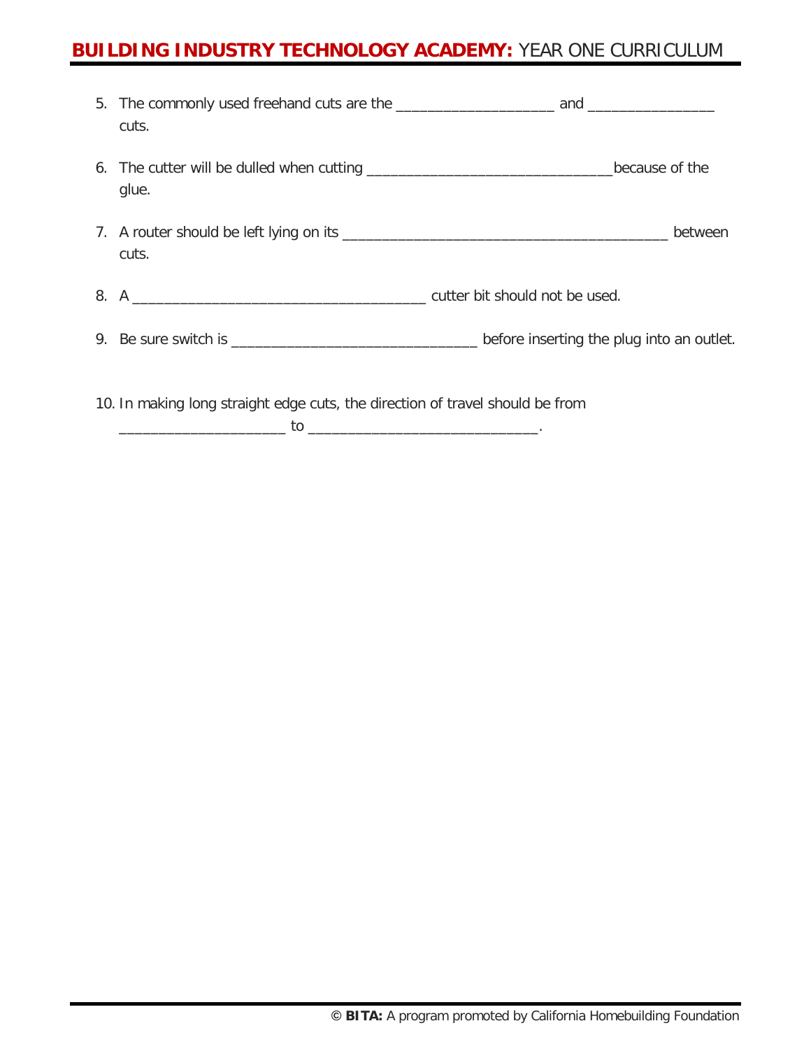5. The commonly used freehand cuts are the ____________________ and ________________ cuts.

6. The cutter will be dulled when cutting _______________________________because of the glue.

7. A router should be left lying on its _________________________________________ between cuts.

8. A _____________________________________ cutter bit should not be used.

9. Be sure switch is _______________________________ before inserting the plug into an outlet.

10. In making long straight edge cuts, the direction of travel should be from _____________________ to _____________________________.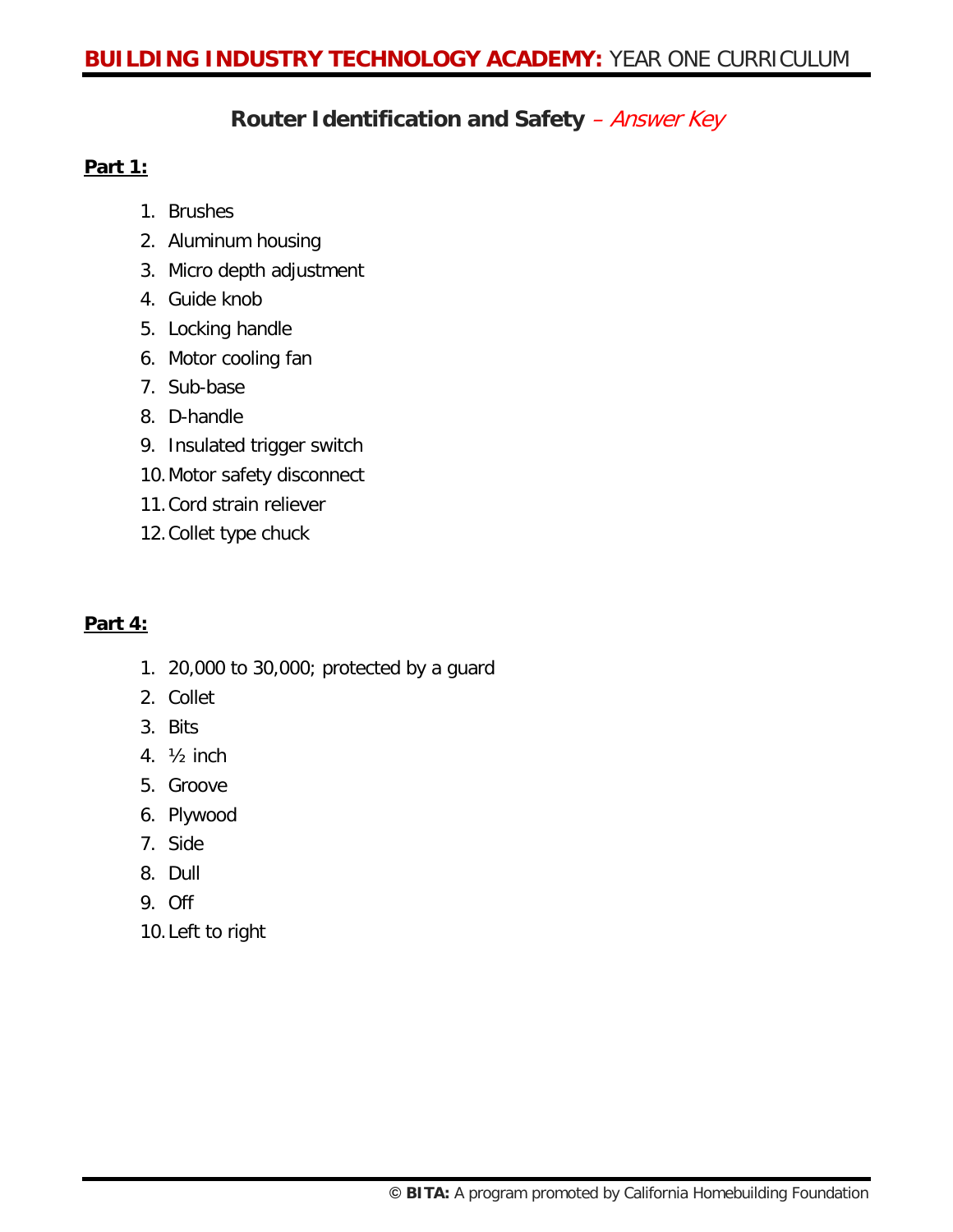## Router Identification and Safety – *Answer Key*

**Part 1:**

1. Brushes
2. Aluminum housing
3. Micro depth adjustment
4. Guide knob
5. Locking handle
6. Motor cooling fan
7. Sub-base
8. D-handle
9. Insulated trigger switch
10. Motor safety disconnect
11. Cord strain reliever
12. Collet type chuck

**Part 4:**

1. 20,000 to 30,000; protected by a guard
2. Collet
3. Bits
4. ½ inch
5. Groove
6. Plywood
7. Side
8. Dull
9. Off
10. Left to right